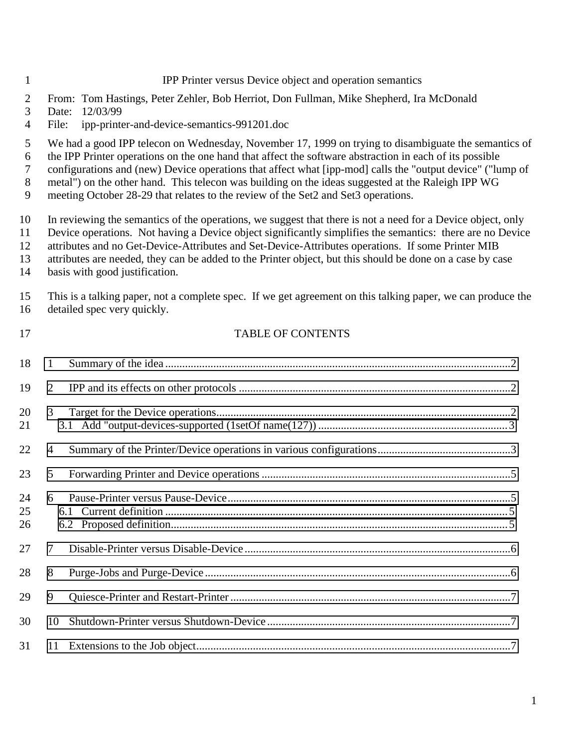# IPP Printer versus Device object and operation semantics

From: Tom Hastings, Peter Zehler, Bob Herriot, Don Fullman, Mike Shepherd, Ira McDonald
Date: 12/03/99
File: ipp-printer-and-device-semantics-991201.doc

We had a good IPP telecon on Wednesday, November 17, 1999 on trying to disambiguate the semantics of the IPP Printer operations on the one hand that affect the software abstraction in each of its possible configurations and (new) Device operations that affect what [ipp-mod] calls the "output device" ("lump of metal") on the other hand. This telecon was building on the ideas suggested at the Raleigh IPP WG meeting October 28-29 that relates to the review of the Set2 and Set3 operations.

In reviewing the semantics of the operations, we suggest that there is not a need for a Device object, only Device operations. Not having a Device object significantly simplifies the semantics: there are no Device attributes and no Get-Device-Attributes and Set-Device-Attributes operations. If some Printer MIB attributes are needed, they can be added to the Printer object, but this should be done on a case by case basis with good justification.

This is a talking paper, not a complete spec. If we get agreement on this talking paper, we can produce the detailed spec very quickly.

TABLE OF CONTENTS

1 Summary of the idea ..................... 2
2 IPP and its effects on other protocols ..................... 2
3 Target for the Device operations ..................... 2
  3.1 Add "output-devices-supported (1setOf name(127)) ..................... 3
4 Summary of the Printer/Device operations in various configurations ..................... 3
5 Forwarding Printer and Device operations ..................... 5
6 Pause-Printer versus Pause-Device ..................... 5
  6.1 Current definition ..................... 5
  6.2 Proposed definition ..................... 5
7 Disable-Printer versus Disable-Device ..................... 6
8 Purge-Jobs and Purge-Device ..................... 6
9 Quiesce-Printer and Restart-Printer ..................... 7
10 Shutdown-Printer versus Shutdown-Device ..................... 7
11 Extensions to the Job object ..................... 7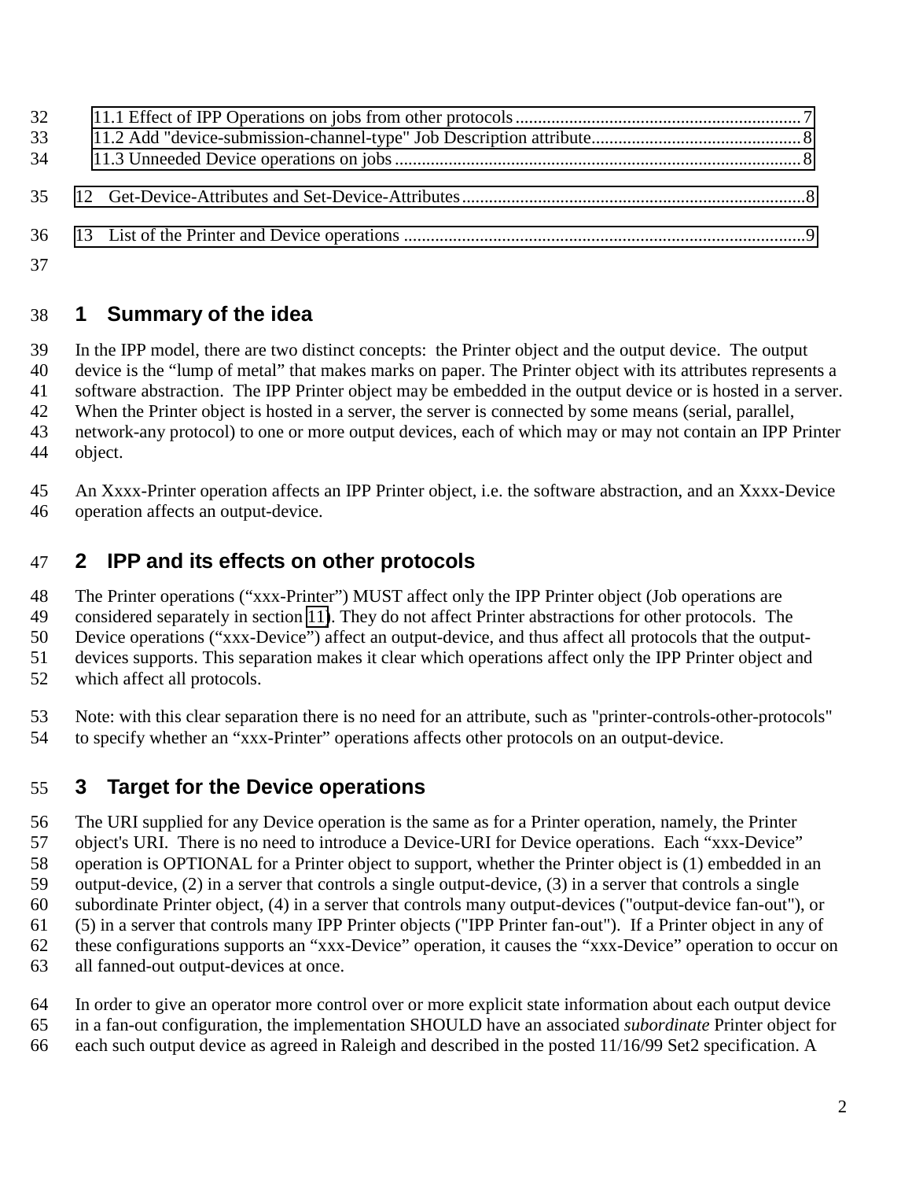11.1 Effect of IPP Operations on jobs from other protocols ................................................................ 7
11.2 Add "device-submission-channel-type" Job Description attribute............................................... 8
11.3 Unneeded Device operations on jobs ........................................................................................... 8

12 Get-Device-Attributes and Set-Device-Attributes ............................................................................. 8

13 List of the Printer and Device operations .......................................................................................... 9

## 1 Summary of the idea

In the IPP model, there are two distinct concepts: the Printer object and the output device. The output device is the "lump of metal" that makes marks on paper. The Printer object with its attributes represents a software abstraction. The IPP Printer object may be embedded in the output device or is hosted in a server. When the Printer object is hosted in a server, the server is connected by some means (serial, parallel, network-any protocol) to one or more output devices, each of which may or may not contain an IPP Printer object.

An Xxxx-Printer operation affects an IPP Printer object, i.e. the software abstraction, and an Xxxx-Device operation affects an output-device.

## 2 IPP and its effects on other protocols

The Printer operations ("xxx-Printer") MUST affect only the IPP Printer object (Job operations are considered separately in section 11). They do not affect Printer abstractions for other protocols. The Device operations ("xxx-Device") affect an output-device, and thus affect all protocols that the output-devices supports. This separation makes it clear which operations affect only the IPP Printer object and which affect all protocols.

Note: with this clear separation there is no need for an attribute, such as "printer-controls-other-protocols" to specify whether an "xxx-Printer" operations affects other protocols on an output-device.

## 3 Target for the Device operations

The URI supplied for any Device operation is the same as for a Printer operation, namely, the Printer object's URI. There is no need to introduce a Device-URI for Device operations. Each "xxx-Device" operation is OPTIONAL for a Printer object to support, whether the Printer object is (1) embedded in an output-device, (2) in a server that controls a single output-device, (3) in a server that controls a single subordinate Printer object, (4) in a server that controls many output-devices ("output-device fan-out"), or (5) in a server that controls many IPP Printer objects ("IPP Printer fan-out"). If a Printer object in any of these configurations supports an "xxx-Device" operation, it causes the "xxx-Device" operation to occur on all fanned-out output-devices at once.

In order to give an operator more control over or more explicit state information about each output device in a fan-out configuration, the implementation SHOULD have an associated *subordinate* Printer object for each such output device as agreed in Raleigh and described in the posted 11/16/99 Set2 specification. A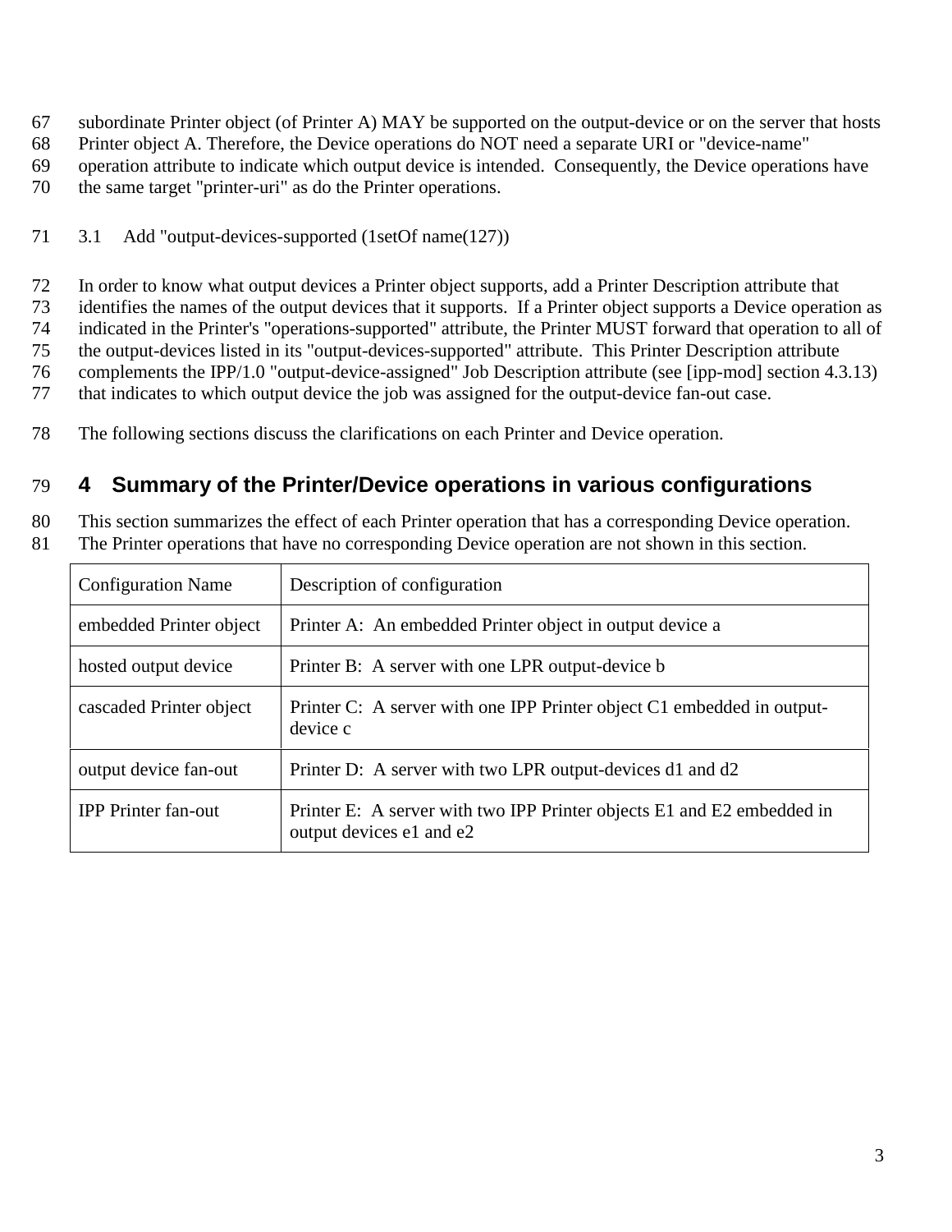subordinate Printer object (of Printer A) MAY be supported on the output-device or on the server that hosts Printer object A. Therefore, the Device operations do NOT need a separate URI or "device-name" operation attribute to indicate which output device is intended. Consequently, the Device operations have the same target "printer-uri" as do the Printer operations.

### 3.1 Add "output-devices-supported (1setOf name(127))

In order to know what output devices a Printer object supports, add a Printer Description attribute that identifies the names of the output devices that it supports. If a Printer object supports a Device operation as indicated in the Printer's "operations-supported" attribute, the Printer MUST forward that operation to all of the output-devices listed in its "output-devices-supported" attribute. This Printer Description attribute complements the IPP/1.0 "output-device-assigned" Job Description attribute (see [ipp-mod] section 4.3.13) that indicates to which output device the job was assigned for the output-device fan-out case.

The following sections discuss the clarifications on each Printer and Device operation.

## 4 Summary of the Printer/Device operations in various configurations

This section summarizes the effect of each Printer operation that has a corresponding Device operation. The Printer operations that have no corresponding Device operation are not shown in this section.

| Configuration Name | Description of configuration |
|---|---|
| embedded Printer object | Printer A: An embedded Printer object in output device a |
| hosted output device | Printer B: A server with one LPR output-device b |
| cascaded Printer object | Printer C: A server with one IPP Printer object C1 embedded in output-device c |
| output device fan-out | Printer D: A server with two LPR output-devices d1 and d2 |
| IPP Printer fan-out | Printer E: A server with two IPP Printer objects E1 and E2 embedded in output devices e1 and e2 |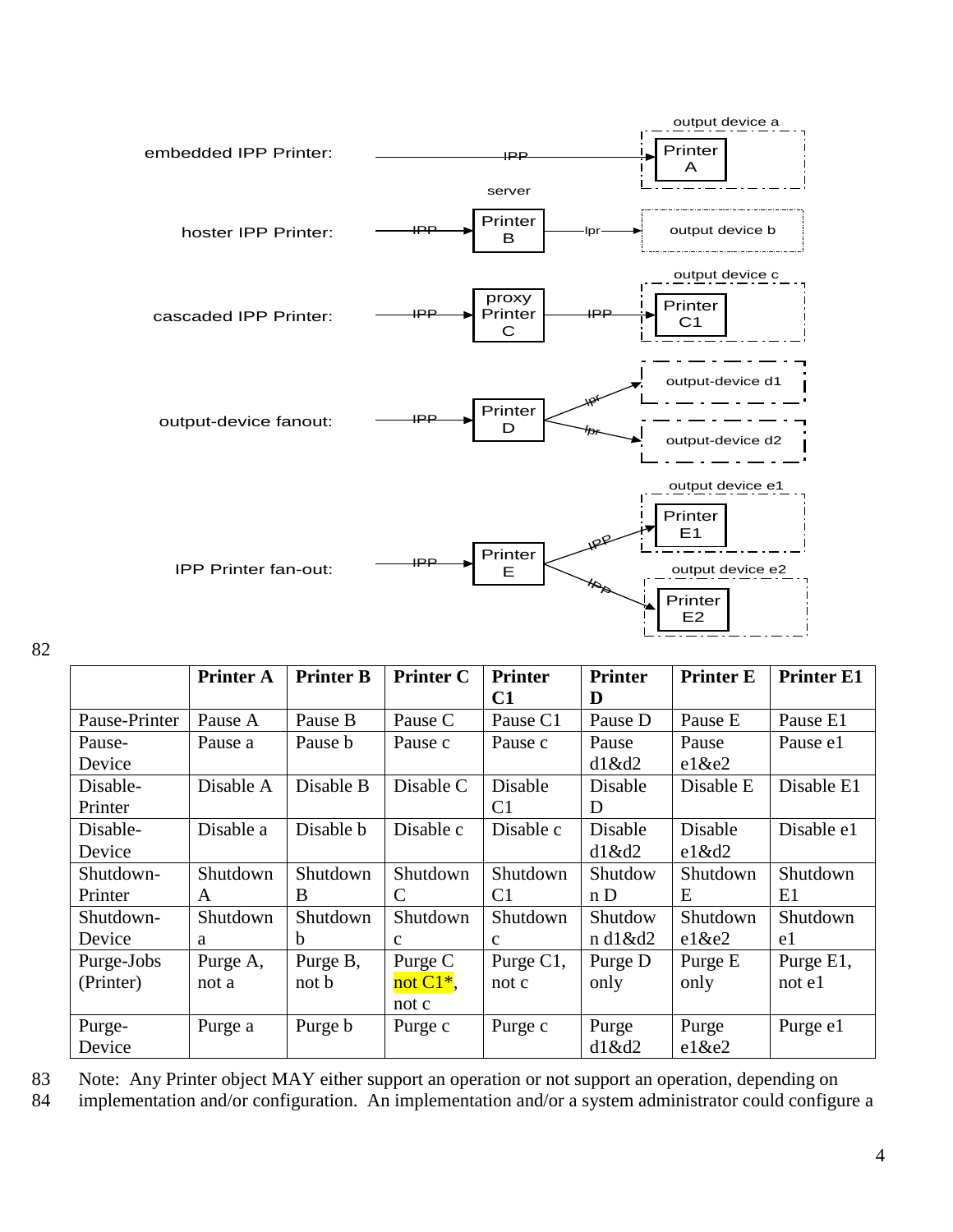embedded IPP Printer: —IPP→ output device a [Printer A]

hoster IPP Printer: —IPP→ server [Printer B] —lpr→ output device b

cascaded IPP Printer: —IPP→ [proxy Printer C] —IPP→ output device c [Printer C1]

output-device fanout: —IPP→ [Printer D] —lpr→ output-device d1; —lpr→ output-device d2

IPP Printer fan-out: —IPP→ [Printer E] —IPP→ output device e1 [Printer E1]; —IPP→ output device e2 [Printer E2]

| | Printer A | Printer B | Printer C | Printer C1 | Printer D | Printer E | Printer E1 |
|---|---|---|---|---|---|---|---|
| Pause-Printer | Pause A | Pause B | Pause C | Pause C1 | Pause D | Pause E | Pause E1 |
| Pause-Device | Pause a | Pause b | Pause c | Pause c | Pause d1&d2 | Pause e1&e2 | Pause e1 |
| Disable-Printer | Disable A | Disable B | Disable C | Disable C1 | Disable D | Disable E | Disable E1 |
| Disable-Device | Disable a | Disable b | Disable c | Disable c | Disable d1&d2 | Disable e1&d2 | Disable e1 |
| Shutdown-Printer | Shutdown A | Shutdown B | Shutdown C | Shutdown C1 | Shutdown D | Shutdown E | Shutdown E1 |
| Shutdown-Device | Shutdown a | Shutdown b | Shutdown c | Shutdown c | Shutdown d1&d2 | Shutdown e1&e2 | Shutdown e1 |
| Purge-Jobs (Printer) | Purge A, not a | Purge B, not b | Purge C not C1*, not c | Purge C1, not c | Purge D only | Purge E only | Purge E1, not e1 |
| Purge-Device | Purge a | Purge b | Purge c | Purge c | Purge d1&d2 | Purge e1&e2 | Purge e1 |

Note: Any Printer object MAY either support an operation or not support an operation, depending on implementation and/or configuration. An implementation and/or a system administrator could configure a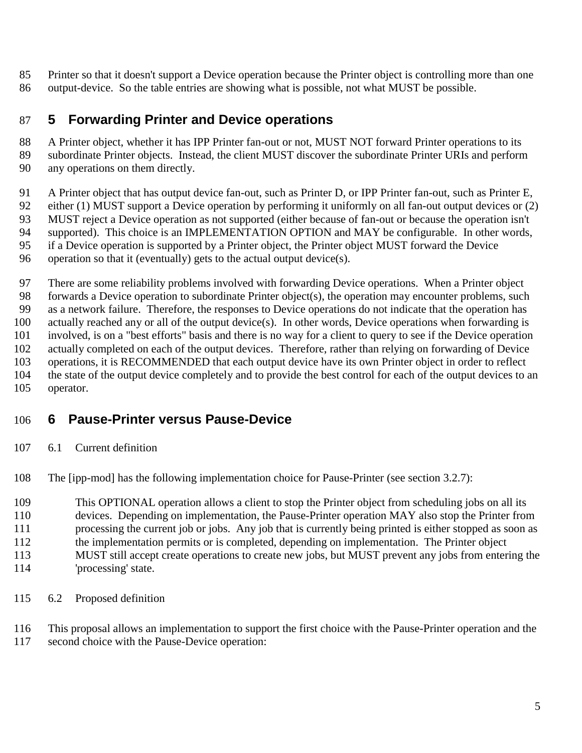Printer so that it doesn't support a Device operation because the Printer object is controlling more than one output-device. So the table entries are showing what is possible, not what MUST be possible.

# 5 Forwarding Printer and Device operations

A Printer object, whether it has IPP Printer fan-out or not, MUST NOT forward Printer operations to its subordinate Printer objects. Instead, the client MUST discover the subordinate Printer URIs and perform any operations on them directly.

A Printer object that has output device fan-out, such as Printer D, or IPP Printer fan-out, such as Printer E, either (1) MUST support a Device operation by performing it uniformly on all fan-out output devices or (2) MUST reject a Device operation as not supported (either because of fan-out or because the operation isn't supported). This choice is an IMPLEMENTATION OPTION and MAY be configurable. In other words, if a Device operation is supported by a Printer object, the Printer object MUST forward the Device operation so that it (eventually) gets to the actual output device(s).

There are some reliability problems involved with forwarding Device operations. When a Printer object forwards a Device operation to subordinate Printer object(s), the operation may encounter problems, such as a network failure. Therefore, the responses to Device operations do not indicate that the operation has actually reached any or all of the output device(s). In other words, Device operations when forwarding is involved, is on a "best efforts" basis and there is no way for a client to query to see if the Device operation actually completed on each of the output devices. Therefore, rather than relying on forwarding of Device operations, it is RECOMMENDED that each output device have its own Printer object in order to reflect the state of the output device completely and to provide the best control for each of the output devices to an operator.

# 6 Pause-Printer versus Pause-Device

## 6.1 Current definition

The [ipp-mod] has the following implementation choice for Pause-Printer (see section 3.2.7):

> This OPTIONAL operation allows a client to stop the Printer object from scheduling jobs on all its devices. Depending on implementation, the Pause-Printer operation MAY also stop the Printer from processing the current job or jobs. Any job that is currently being printed is either stopped as soon as the implementation permits or is completed, depending on implementation. The Printer object MUST still accept create operations to create new jobs, but MUST prevent any jobs from entering the 'processing' state.

## 6.2 Proposed definition

This proposal allows an implementation to support the first choice with the Pause-Printer operation and the second choice with the Pause-Device operation: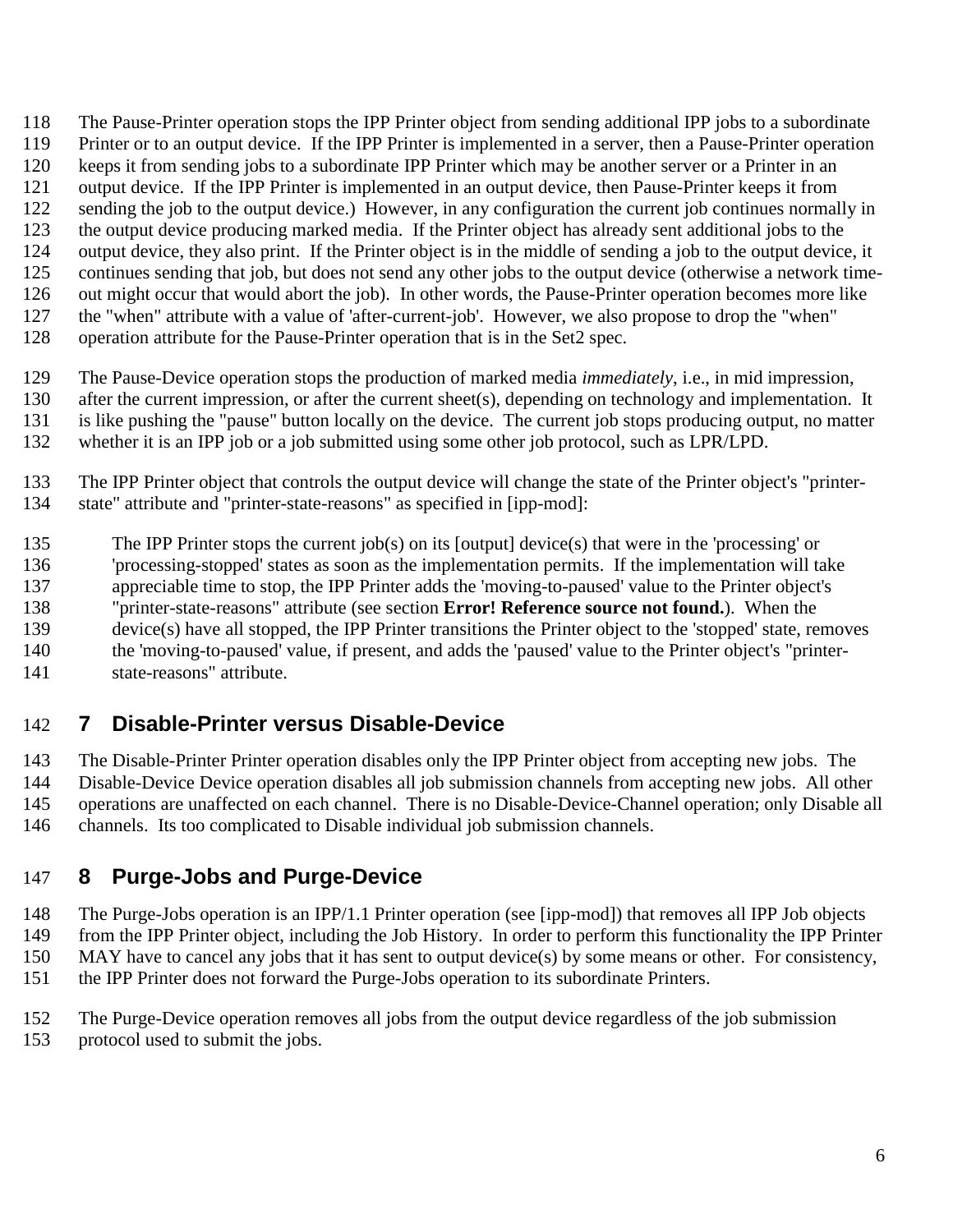The Pause-Printer operation stops the IPP Printer object from sending additional IPP jobs to a subordinate Printer or to an output device. If the IPP Printer is implemented in a server, then a Pause-Printer operation keeps it from sending jobs to a subordinate IPP Printer which may be another server or a Printer in an output device. If the IPP Printer is implemented in an output device, then Pause-Printer keeps it from sending the job to the output device.) However, in any configuration the current job continues normally in the output device producing marked media. If the Printer object has already sent additional jobs to the output device, they also print. If the Printer object is in the middle of sending a job to the output device, it continues sending that job, but does not send any other jobs to the output device (otherwise a network time-out might occur that would abort the job). In other words, the Pause-Printer operation becomes more like the "when" attribute with a value of 'after-current-job'. However, we also propose to drop the "when" operation attribute for the Pause-Printer operation that is in the Set2 spec.

The Pause-Device operation stops the production of marked media *immediately*, i.e., in mid impression, after the current impression, or after the current sheet(s), depending on technology and implementation. It is like pushing the "pause" button locally on the device. The current job stops producing output, no matter whether it is an IPP job or a job submitted using some other job protocol, such as LPR/LPD.

The IPP Printer object that controls the output device will change the state of the Printer object's "printer-state" attribute and "printer-state-reasons" as specified in [ipp-mod]:

> The IPP Printer stops the current job(s) on its [output] device(s) that were in the 'processing' or 'processing-stopped' states as soon as the implementation permits. If the implementation will take appreciable time to stop, the IPP Printer adds the 'moving-to-paused' value to the Printer object's "printer-state-reasons" attribute (see section **Error! Reference source not found.**). When the device(s) have all stopped, the IPP Printer transitions the Printer object to the 'stopped' state, removes the 'moving-to-paused' value, if present, and adds the 'paused' value to the Printer object's "printer-state-reasons" attribute.

## 7 Disable-Printer versus Disable-Device

The Disable-Printer Printer operation disables only the IPP Printer object from accepting new jobs. The Disable-Device Device operation disables all job submission channels from accepting new jobs. All other operations are unaffected on each channel. There is no Disable-Device-Channel operation; only Disable all channels. Its too complicated to Disable individual job submission channels.

## 8 Purge-Jobs and Purge-Device

The Purge-Jobs operation is an IPP/1.1 Printer operation (see [ipp-mod]) that removes all IPP Job objects from the IPP Printer object, including the Job History. In order to perform this functionality the IPP Printer MAY have to cancel any jobs that it has sent to output device(s) by some means or other. For consistency, the IPP Printer does not forward the Purge-Jobs operation to its subordinate Printers.

The Purge-Device operation removes all jobs from the output device regardless of the job submission protocol used to submit the jobs.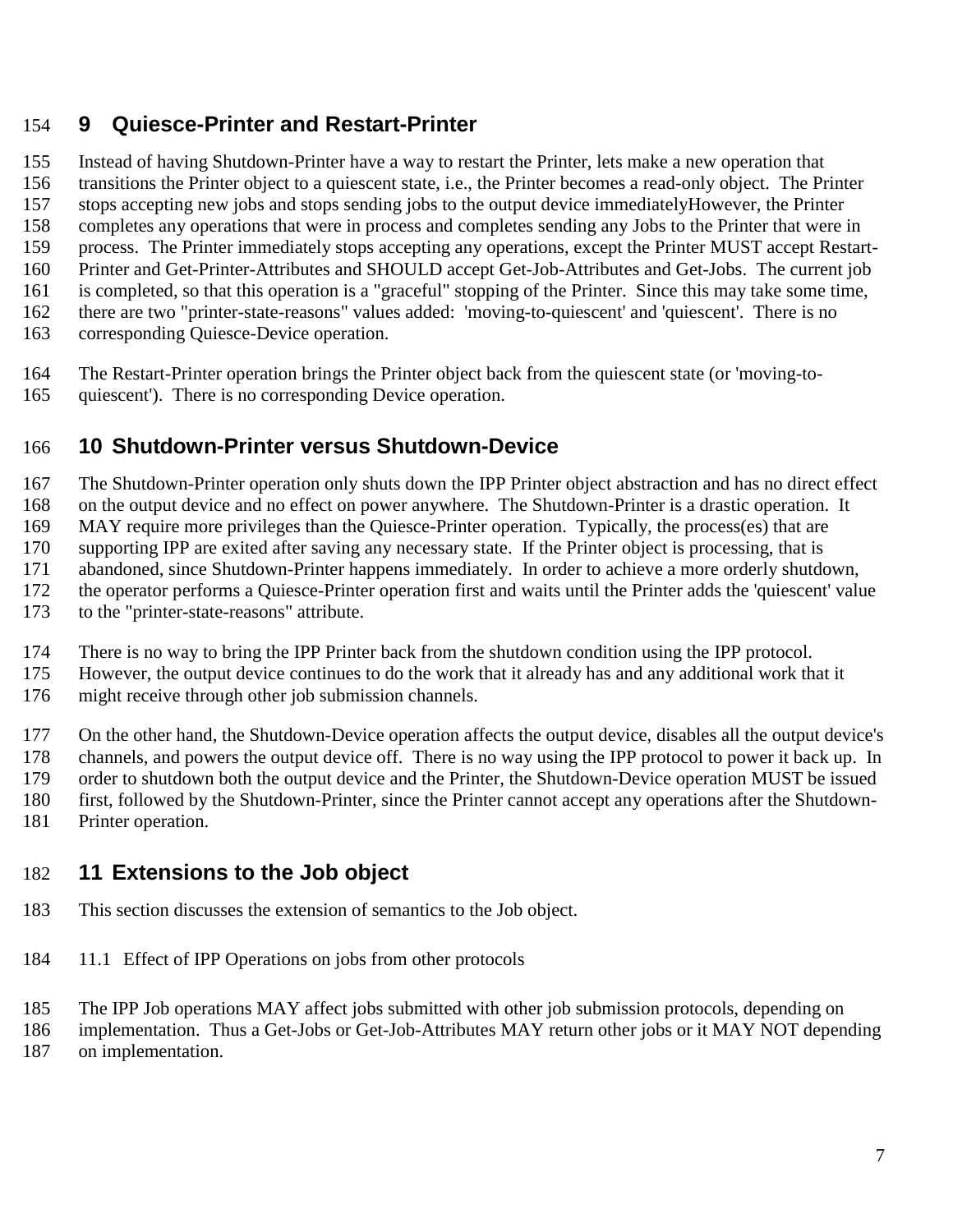## 9 Quiesce-Printer and Restart-Printer

Instead of having Shutdown-Printer have a way to restart the Printer, lets make a new operation that transitions the Printer object to a quiescent state, i.e., the Printer becomes a read-only object. The Printer stops accepting new jobs and stops sending jobs to the output device immediatelyHowever, the Printer completes any operations that were in process and completes sending any Jobs to the Printer that were in process. The Printer immediately stops accepting any operations, except the Printer MUST accept Restart-Printer and Get-Printer-Attributes and SHOULD accept Get-Job-Attributes and Get-Jobs. The current job is completed, so that this operation is a "graceful" stopping of the Printer. Since this may take some time, there are two "printer-state-reasons" values added: 'moving-to-quiescent' and 'quiescent'. There is no corresponding Quiesce-Device operation.

The Restart-Printer operation brings the Printer object back from the quiescent state (or 'moving-to-quiescent'). There is no corresponding Device operation.

## 10 Shutdown-Printer versus Shutdown-Device

The Shutdown-Printer operation only shuts down the IPP Printer object abstraction and has no direct effect on the output device and no effect on power anywhere. The Shutdown-Printer is a drastic operation. It MAY require more privileges than the Quiesce-Printer operation. Typically, the process(es) that are supporting IPP are exited after saving any necessary state. If the Printer object is processing, that is abandoned, since Shutdown-Printer happens immediately. In order to achieve a more orderly shutdown, the operator performs a Quiesce-Printer operation first and waits until the Printer adds the 'quiescent' value to the "printer-state-reasons" attribute.

There is no way to bring the IPP Printer back from the shutdown condition using the IPP protocol. However, the output device continues to do the work that it already has and any additional work that it might receive through other job submission channels.

On the other hand, the Shutdown-Device operation affects the output device, disables all the output device's channels, and powers the output device off. There is no way using the IPP protocol to power it back up. In order to shutdown both the output device and the Printer, the Shutdown-Device operation MUST be issued first, followed by the Shutdown-Printer, since the Printer cannot accept any operations after the Shutdown-Printer operation.

## 11 Extensions to the Job object

This section discusses the extension of semantics to the Job object.

### 11.1 Effect of IPP Operations on jobs from other protocols

The IPP Job operations MAY affect jobs submitted with other job submission protocols, depending on implementation. Thus a Get-Jobs or Get-Job-Attributes MAY return other jobs or it MAY NOT depending on implementation.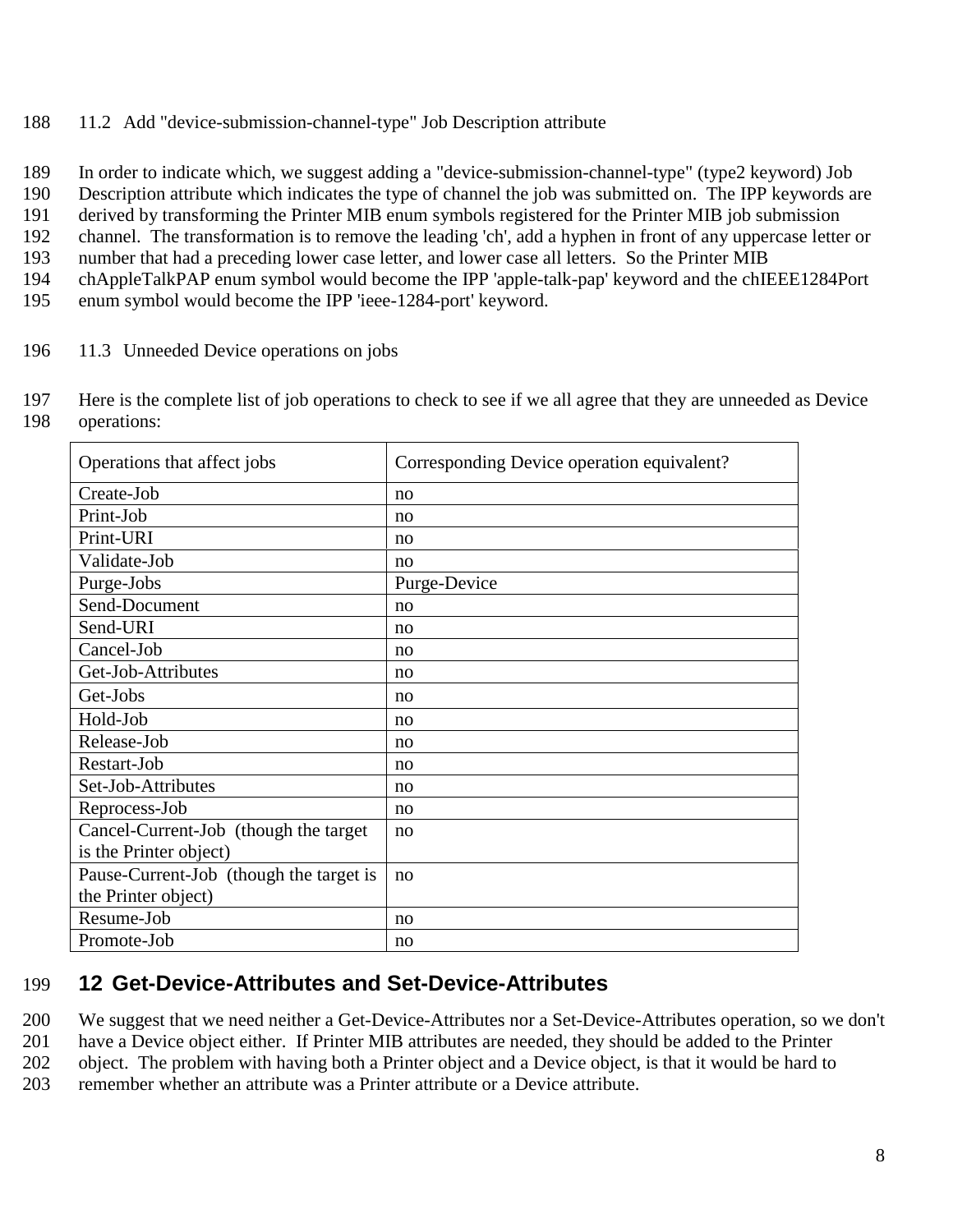### 11.2 Add "device-submission-channel-type" Job Description attribute

In order to indicate which, we suggest adding a "device-submission-channel-type" (type2 keyword) Job Description attribute which indicates the type of channel the job was submitted on. The IPP keywords are derived by transforming the Printer MIB enum symbols registered for the Printer MIB job submission channel. The transformation is to remove the leading 'ch', add a hyphen in front of any uppercase letter or number that had a preceding lower case letter, and lower case all letters. So the Printer MIB chAppleTalkPAP enum symbol would become the IPP 'apple-talk-pap' keyword and the chIEEE1284Port enum symbol would become the IPP 'ieee-1284-port' keyword.

### 11.3 Unneeded Device operations on jobs

Here is the complete list of job operations to check to see if we all agree that they are unneeded as Device operations:

| Operations that affect jobs | Corresponding Device operation equivalent? |
|---|---|
| Create-Job | no |
| Print-Job | no |
| Print-URI | no |
| Validate-Job | no |
| Purge-Jobs | Purge-Device |
| Send-Document | no |
| Send-URI | no |
| Cancel-Job | no |
| Get-Job-Attributes | no |
| Get-Jobs | no |
| Hold-Job | no |
| Release-Job | no |
| Restart-Job | no |
| Set-Job-Attributes | no |
| Reprocess-Job | no |
| Cancel-Current-Job (though the target is the Printer object) | no |
| Pause-Current-Job (though the target is the Printer object) | no |
| Resume-Job | no |
| Promote-Job | no |

## 12 Get-Device-Attributes and Set-Device-Attributes

We suggest that we need neither a Get-Device-Attributes nor a Set-Device-Attributes operation, so we don't have a Device object either. If Printer MIB attributes are needed, they should be added to the Printer object. The problem with having both a Printer object and a Device object, is that it would be hard to remember whether an attribute was a Printer attribute or a Device attribute.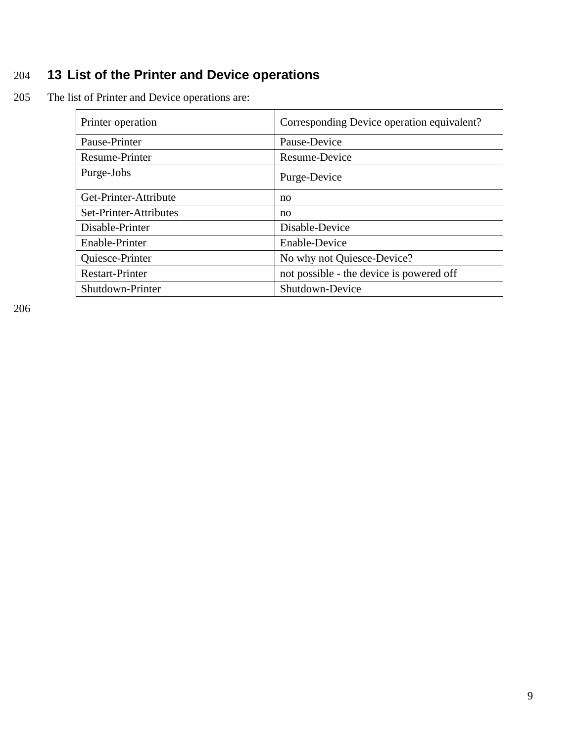## 13 List of the Printer and Device operations

The list of Printer and Device operations are:

| Printer operation | Corresponding Device operation equivalent? |
|---|---|
| Pause-Printer | Pause-Device |
| Resume-Printer | Resume-Device |
| Purge-Jobs | Purge-Device |
| Get-Printer-Attribute | no |
| Set-Printer-Attributes | no |
| Disable-Printer | Disable-Device |
| Enable-Printer | Enable-Device |
| Quiesce-Printer | No why not Quiesce-Device? |
| Restart-Printer | not possible - the device is powered off |
| Shutdown-Printer | Shutdown-Device |